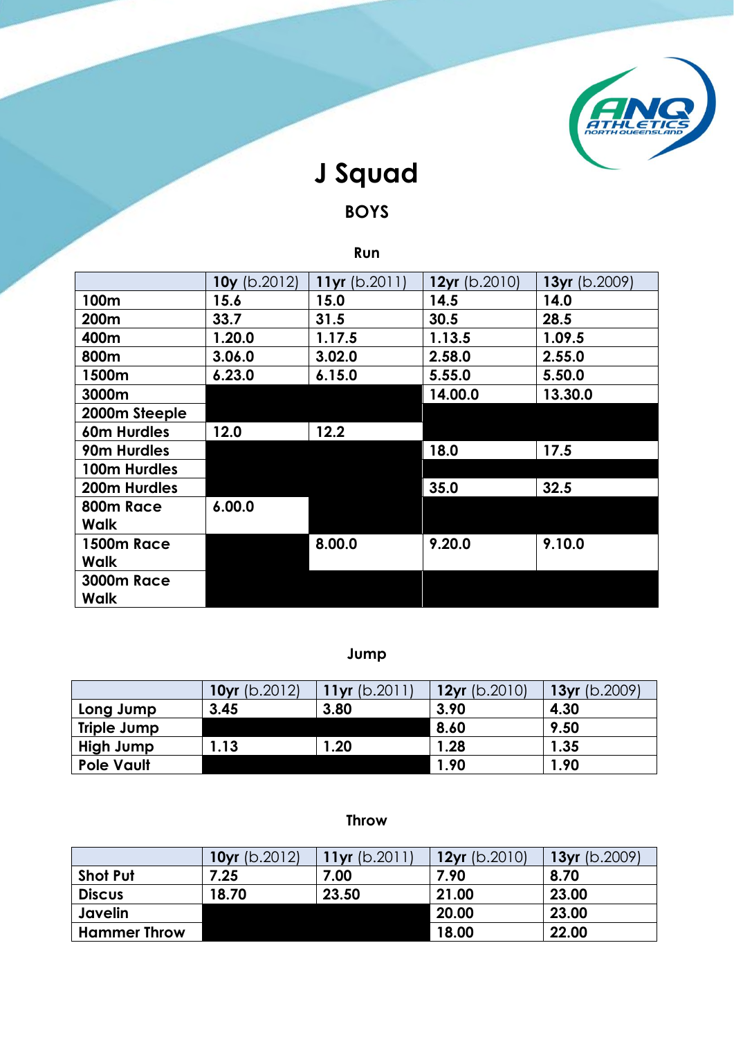# J Squad

## BOYS

### Run

| | **10y** (b.2012) | **11yr** (b.2011) | **12yr** (b.2010) | **13yr** (b.2009) |
|---|---|---|---|---|
| **100m** | **15.6** | **15.0** | **14.5** | **14.0** |
| **200m** | **33.7** | **31.5** | **30.5** | **28.5** |
| **400m** | **1.20.0** | **1.17.5** | **1.13.5** | **1.09.5** |
| **800m** | **3.06.0** | **3.02.0** | **2.58.0** | **2.55.0** |
| **1500m** | **6.23.0** | **6.15.0** | **5.55.0** | **5.50.0** |
| **3000m** | | | **14.00.0** | **13.30.0** |
| **2000m Steeple** | | | | |
| **60m Hurdles** | **12.0** | **12.2** | | |
| **90m Hurdles** | | | **18.0** | **17.5** |
| **100m Hurdles** | | | | |
| **200m Hurdles** | | | **35.0** | **32.5** |
| **800m Race Walk** | **6.00.0** | | | |
| **1500m Race Walk** | | **8.00.0** | **9.20.0** | **9.10.0** |
| **3000m Race Walk** | | | | |

### Jump

| | **10yr** (b.2012) | **11yr** (b.2011) | **12yr** (b.2010) | **13yr** (b.2009) |
|---|---|---|---|---|
| **Long Jump** | **3.45** | **3.80** | **3.90** | **4.30** |
| **Triple Jump** | | | **8.60** | **9.50** |
| **High Jump** | **1.13** | **1.20** | **1.28** | **1.35** |
| **Pole Vault** | | | **1.90** | **1.90** |

### Throw

| | **10yr** (b.2012) | **11yr** (b.2011) | **12yr** (b.2010) | **13yr** (b.2009) |
|---|---|---|---|---|
| **Shot Put** | **7.25** | **7.00** | **7.90** | **8.70** |
| **Discus** | **18.70** | **23.50** | **21.00** | **23.00** |
| **Javelin** | | | **20.00** | **23.00** |
| **Hammer Throw** | | | **18.00** | **22.00** |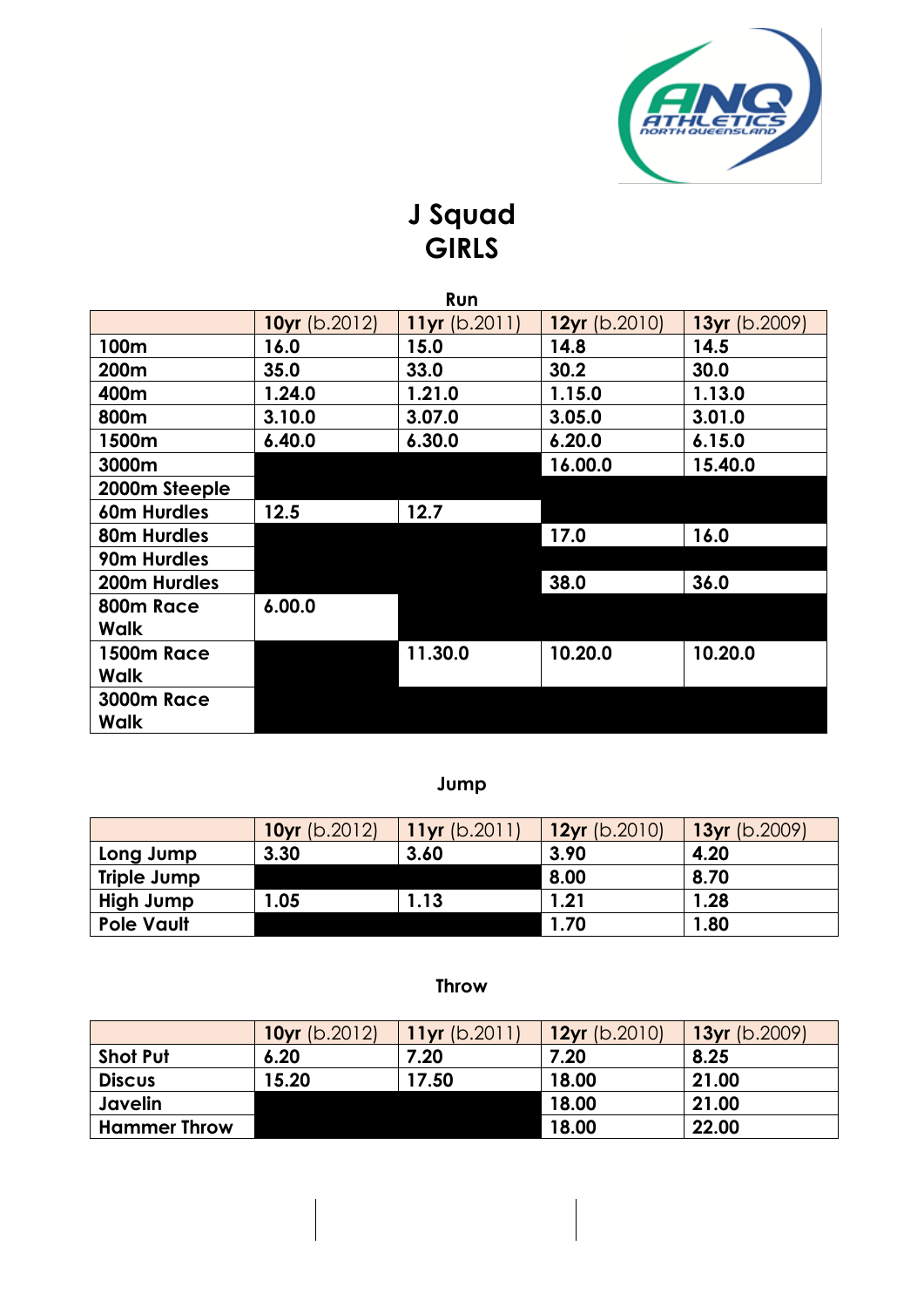# J Squad
# GIRLS

**Run**

| | **10yr** (b.2012) | **11yr** (b.2011) | **12yr** (b.2010) | **13yr** (b.2009) |
|---|---|---|---|---|
| 100m | 16.0 | 15.0 | 14.8 | 14.5 |
| 200m | 35.0 | 33.0 | 30.2 | 30.0 |
| 400m | 1.24.0 | 1.21.0 | 1.15.0 | 1.13.0 |
| 800m | 3.10.0 | 3.07.0 | 3.05.0 | 3.01.0 |
| 1500m | 6.40.0 | 6.30.0 | 6.20.0 | 6.15.0 |
| 3000m | | | 16.00.0 | 15.40.0 |
| 2000m Steeple | | | | |
| 60m Hurdles | 12.5 | 12.7 | | |
| 80m Hurdles | | | 17.0 | 16.0 |
| 90m Hurdles | | | | |
| 200m Hurdles | | | 38.0 | 36.0 |
| 800m Race Walk | 6.00.0 | | | |
| 1500m Race Walk | | 11.30.0 | 10.20.0 | 10.20.0 |
| 3000m Race Walk | | | | |

**Jump**

| | **10yr** (b.2012) | **11yr** (b.2011) | **12yr** (b.2010) | **13yr** (b.2009) |
|---|---|---|---|---|
| Long Jump | 3.30 | 3.60 | 3.90 | 4.20 |
| Triple Jump | | | 8.00 | 8.70 |
| High Jump | 1.05 | 1.13 | 1.21 | 1.28 |
| Pole Vault | | | 1.70 | 1.80 |

**Throw**

| | **10yr** (b.2012) | **11yr** (b.2011) | **12yr** (b.2010) | **13yr** (b.2009) |
|---|---|---|---|---|
| Shot Put | 6.20 | 7.20 | 7.20 | 8.25 |
| Discus | 15.20 | 17.50 | 18.00 | 21.00 |
| Javelin | | | 18.00 | 21.00 |
| Hammer Throw | | | 18.00 | 22.00 |